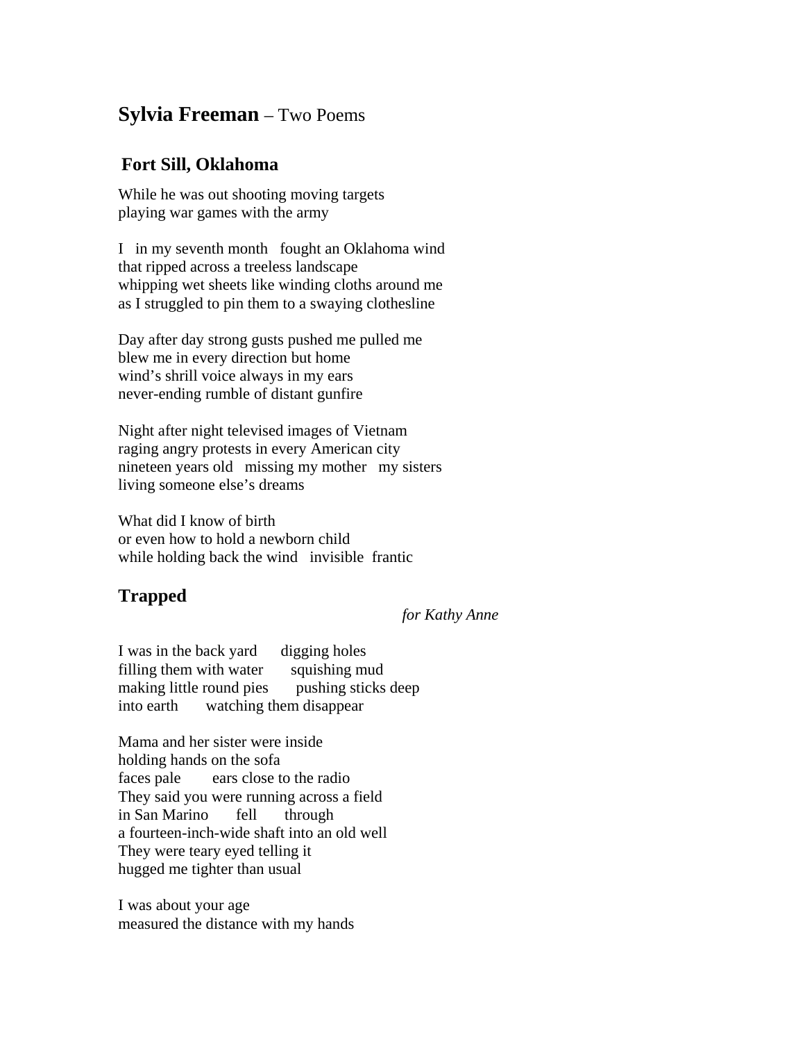# **Sylvia Freeman** – Two Poems

## Fort Sill, Oklahoma

While he was out shooting moving targets  
playing war games with the army

I   in my seventh month   fought an Oklahoma wind  
that ripped across a treeless landscape  
whipping wet sheets like winding cloths around me  
as I struggled to pin them to a swaying clothesline

Day after day strong gusts pushed me pulled me  
blew me in every direction but home  
wind's shrill voice always in my ears  
never-ending rumble of distant gunfire

Night after night televised images of Vietnam  
raging angry protests in every American city  
nineteen years old   missing my mother   my sisters  
living someone else's dreams

What did I know of birth  
or even how to hold a newborn child  
while holding back the wind   invisible  frantic

## Trapped

*for Kathy Anne*

I was in the back yard      digging holes  
filling them with water      squishing mud  
making little round pies      pushing sticks deep  
into earth      watching them disappear

Mama and her sister were inside  
holding hands on the sofa  
faces pale      ears close to the radio  
They said you were running across a field  
in San Marino      fell      through  
a fourteen-inch-wide shaft into an old well  
They were teary eyed telling it  
hugged me tighter than usual

I was about your age  
measured the distance with my hands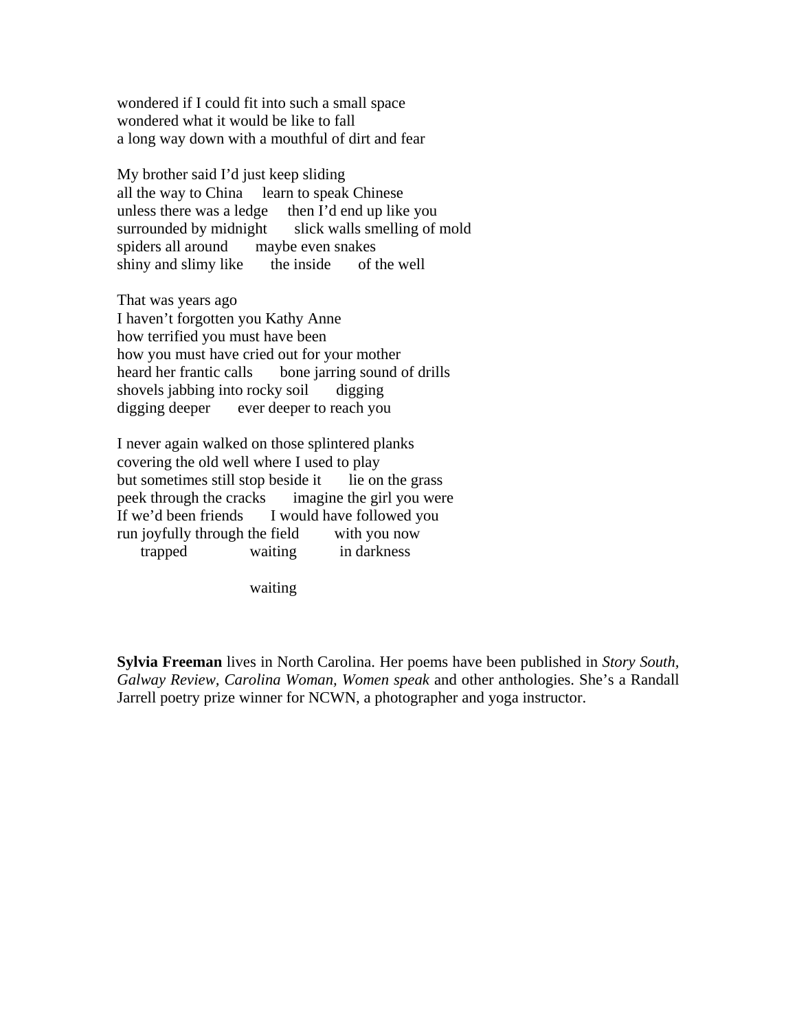wondered if I could fit into such a small space
wondered what it would be like to fall
a long way down with a mouthful of dirt and fear

My brother said I'd just keep sliding
all the way to China     learn to speak Chinese
unless there was a ledge     then I'd end up like you
surrounded by midnight       slick walls smelling of mold
spiders all around       maybe even snakes
shiny and slimy like       the inside       of the well

That was years ago
I haven't forgotten you Kathy Anne
how terrified you must have been
how you must have cried out for your mother
heard her frantic calls       bone jarring sound of drills
shovels jabbing into rocky soil       digging
digging deeper       ever deeper to reach you

I never again walked on those splintered planks
covering the old well where I used to play
but sometimes still stop beside it       lie on the grass
peek through the cracks       imagine the girl you were
If we'd been friends       I would have followed you
run joyfully through the field       with you now
      trapped              waiting          in darkness

                        waiting

**Sylvia Freeman** lives in North Carolina. Her poems have been published in *Story South, Galway Review, Carolina Woman, Women speak* and other anthologies. She's a Randall Jarrell poetry prize winner for NCWN, a photographer and yoga instructor.